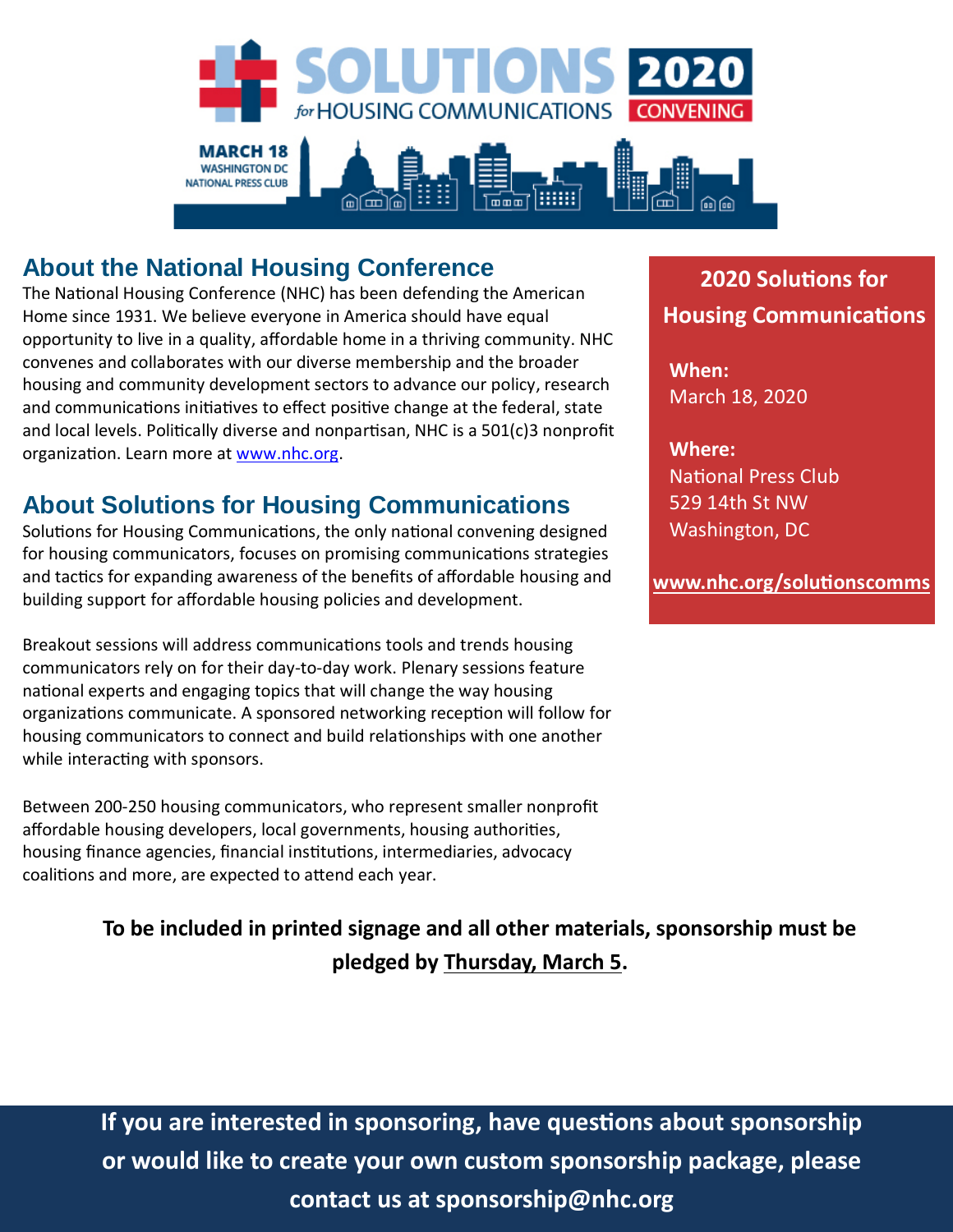# SOLUTIONS 2020 *for* HOUSING COMMUNICATIONS CONVENING

MARCH 18
WASHINGTON DC
NATIONAL PRESS CLUB

## About the National Housing Conference

The National Housing Conference (NHC) has been defending the American Home since 1931. We believe everyone in America should have equal opportunity to live in a quality, affordable home in a thriving community. NHC convenes and collaborates with our diverse membership and the broader housing and community development sectors to advance our policy, research and communications initiatives to effect positive change at the federal, state and local levels. Politically diverse and nonpartisan, NHC is a 501(c)3 nonprofit organization. Learn more at www.nhc.org.

## About Solutions for Housing Communications

Solutions for Housing Communications, the only national convening designed for housing communicators, focuses on promising communications strategies and tactics for expanding awareness of the benefits of affordable housing and building support for affordable housing policies and development.

Breakout sessions will address communications tools and trends housing communicators rely on for their day-to-day work. Plenary sessions feature national experts and engaging topics that will change the way housing organizations communicate. A sponsored networking reception will follow for housing communicators to connect and build relationships with one another while interacting with sponsors.

Between 200-250 housing communicators, who represent smaller nonprofit affordable housing developers, local governments, housing authorities, housing finance agencies, financial institutions, intermediaries, advocacy coalitions and more, are expected to attend each year.

**2020 Solutions for Housing Communications**

**When:**
March 18, 2020

**Where:**
National Press Club
529 14th St NW
Washington, DC

**www.nhc.org/solutionscomms**

**To be included in printed signage and all other materials, sponsorship must be pledged by Thursday, March 5.**

**If you are interested in sponsoring, have questions about sponsorship or would like to create your own custom sponsorship package, please contact us at sponsorship@nhc.org**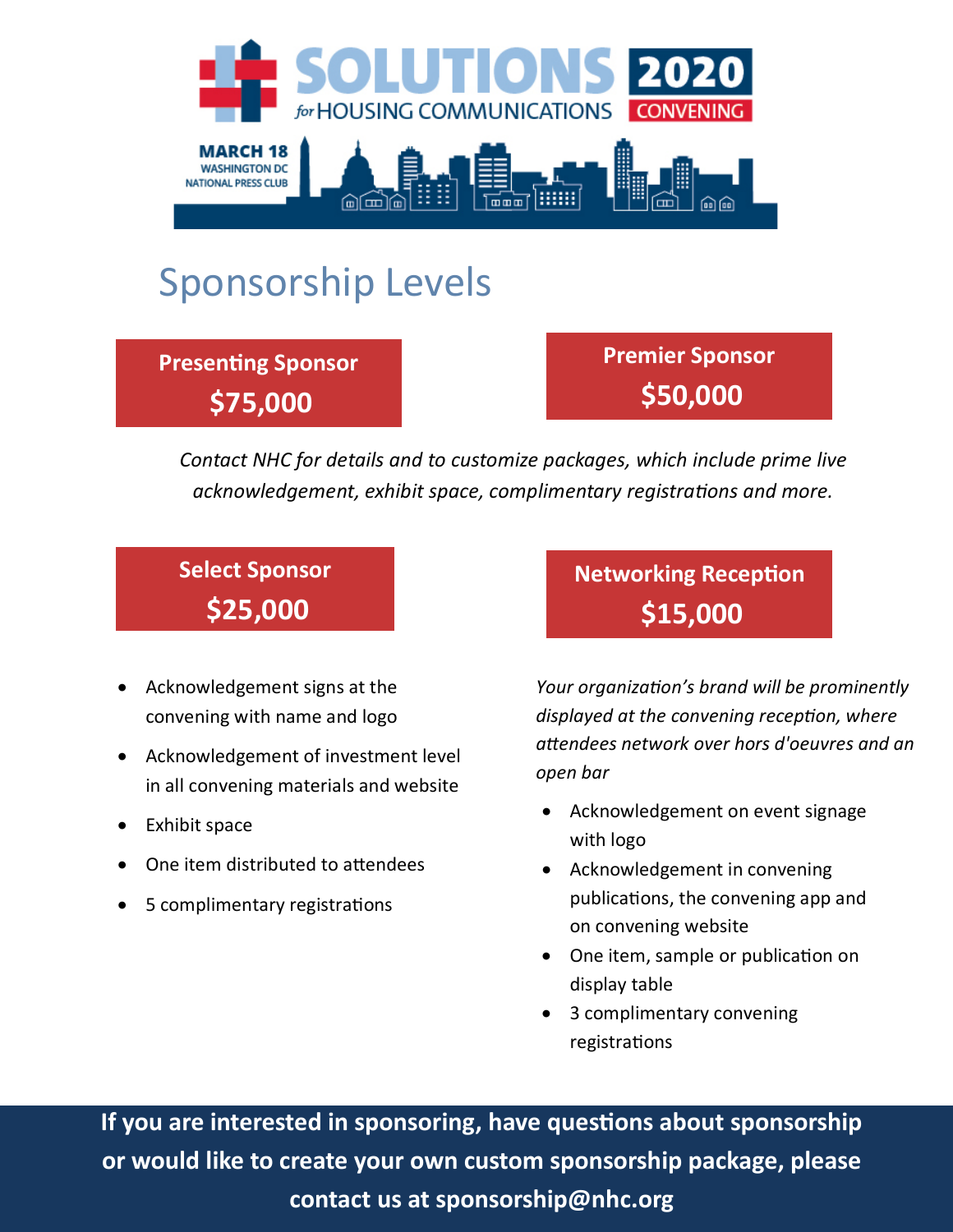# SOLUTIONS 2020

*for* HOUSING COMMUNICATIONS

CONVENING

MARCH 18
WASHINGTON DC
NATIONAL PRESS CLUB

## Sponsorship Levels

**Presenting Sponsor**
**$75,000**

**Premier Sponsor**
**$50,000**

*Contact NHC for details and to customize packages, which include prime live acknowledgement, exhibit space, complimentary registrations and more.*

**Select Sponsor**
**$25,000**

- Acknowledgement signs at the convening with name and logo
- Acknowledgement of investment level in all convening materials and website
- Exhibit space
- One item distributed to attendees
- 5 complimentary registrations

**Networking Reception**
**$15,000**

*Your organization's brand will be prominently displayed at the convening reception, where attendees network over hors d'oeuvres and an open bar*

- Acknowledgement on event signage with logo
- Acknowledgement in convening publications, the convening app and on convening website
- One item, sample or publication on display table
- 3 complimentary convening registrations

**If you are interested in sponsoring, have questions about sponsorship or would like to create your own custom sponsorship package, please contact us at sponsorship@nhc.org**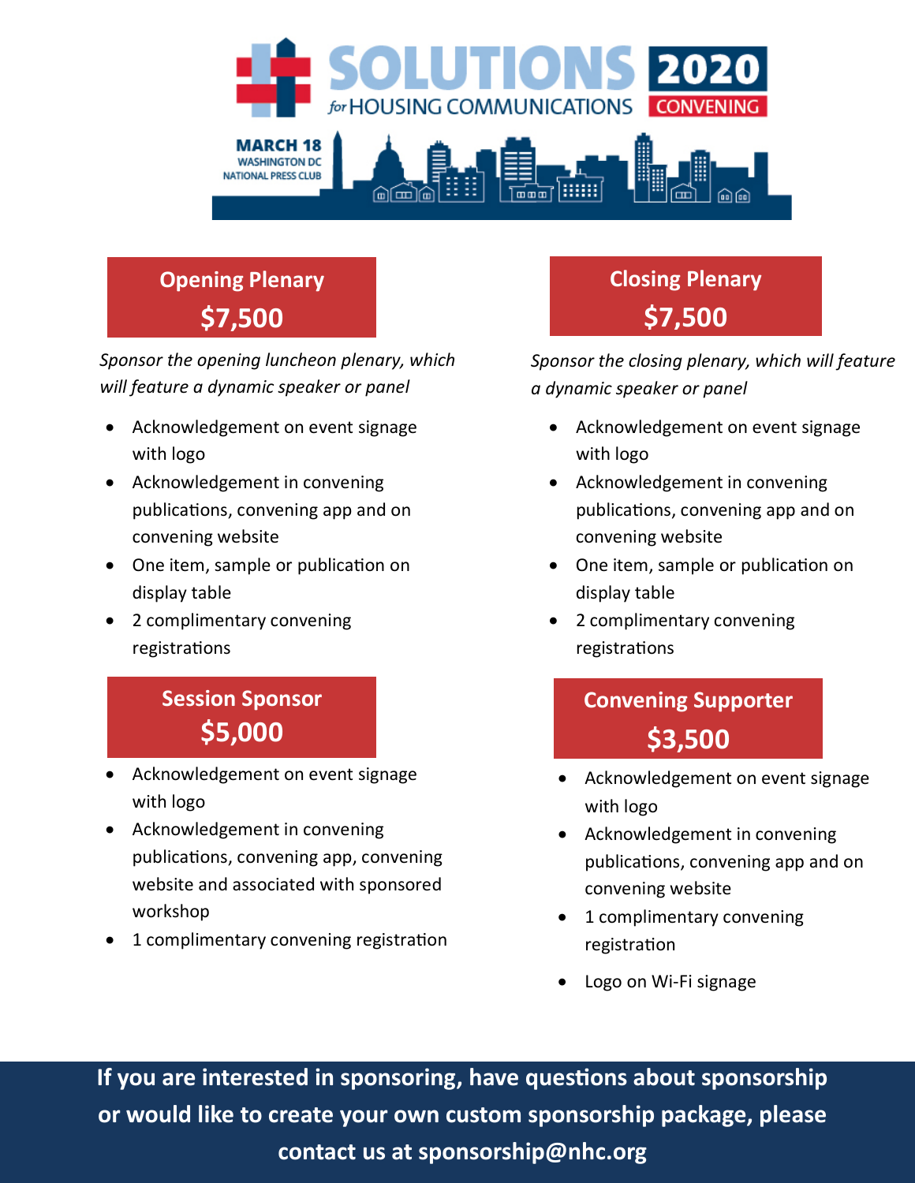# SOLUTIONS 2020

*for* HOUSING COMMUNICATIONS CONVENING

MARCH 18
WASHINGTON DC
NATIONAL PRESS CLUB

## Opening Plenary
## $7,500

*Sponsor the opening luncheon plenary, which will feature a dynamic speaker or panel*

- Acknowledgement on event signage with logo
- Acknowledgement in convening publications, convening app and on convening website
- One item, sample or publication on display table
- 2 complimentary convening registrations

## Session Sponsor
## $5,000

- Acknowledgement on event signage with logo
- Acknowledgement in convening publications, convening app, convening website and associated with sponsored workshop
- 1 complimentary convening registration

## Closing Plenary
## $7,500

*Sponsor the closing plenary, which will feature a dynamic speaker or panel*

- Acknowledgement on event signage with logo
- Acknowledgement in convening publications, convening app and on convening website
- One item, sample or publication on display table
- 2 complimentary convening registrations

## Convening Supporter
## $3,500

- Acknowledgement on event signage with logo
- Acknowledgement in convening publications, convening app and on convening website
- 1 complimentary convening registration
- Logo on Wi-Fi signage

**If you are interested in sponsoring, have questions about sponsorship or would like to create your own custom sponsorship package, please contact us at sponsorship@nhc.org**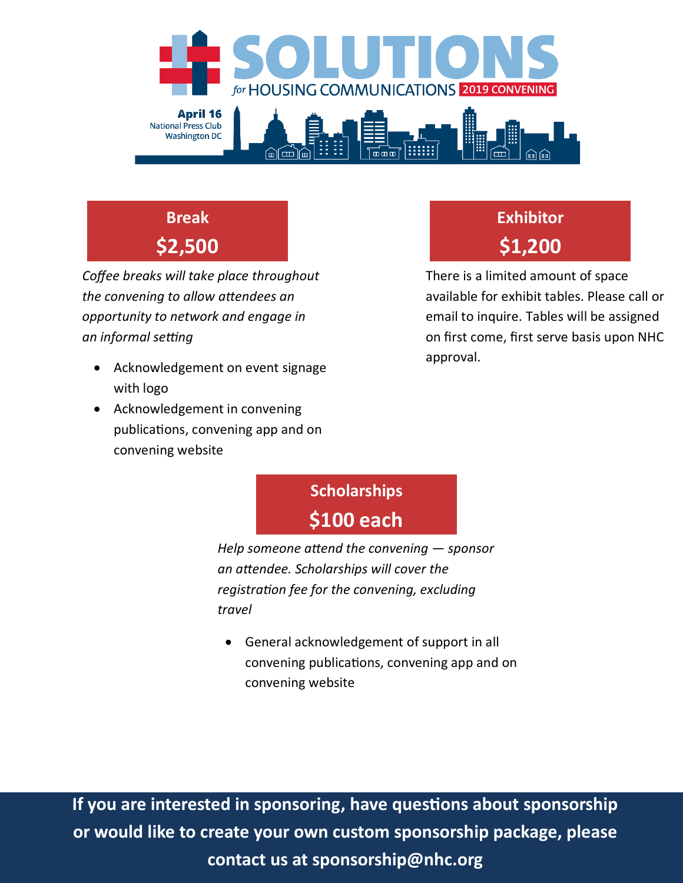# SOLUTIONS

*for* HOUSING COMMUNICATIONS 2019 CONVENING

**April 16**
National Press Club
Washington DC

## Break
## $2,500

*Coffee breaks will take place throughout the convening to allow attendees an opportunity to network and engage in an informal setting*

- Acknowledgement on event signage with logo
- Acknowledgement in convening publications, convening app and on convening website

## Exhibitor
## $1,200

There is a limited amount of space available for exhibit tables. Please call or email to inquire. Tables will be assigned on first come, first serve basis upon NHC approval.

## Scholarships
## $100 each

*Help someone attend the convening — sponsor an attendee. Scholarships will cover the registration fee for the convening, excluding travel*

- General acknowledgement of support in all convening publications, convening app and on convening website

**If you are interested in sponsoring, have questions about sponsorship or would like to create your own custom sponsorship package, please contact us at sponsorship@nhc.org**